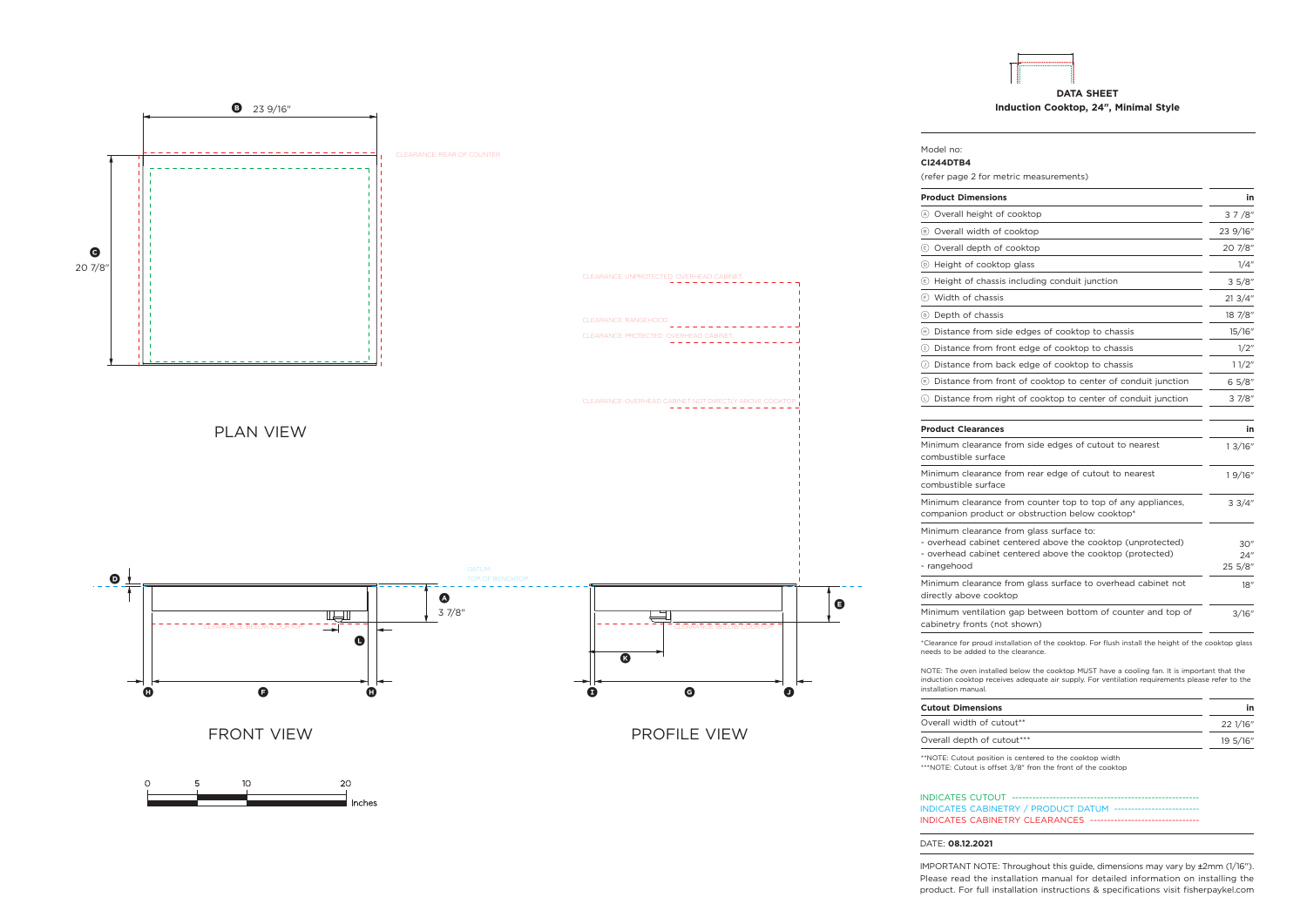# DATA SHEET
## Induction Cooktop, 24", Minimal Style

Model no:
**CI244DTB4**
(refer page 2 for metric measurements)

| Product Dimensions | in |
|---|---|
| Ⓐ Overall height of cooktop | 3 7 /8" |
| Ⓑ Overall width of cooktop | 23 9/16" |
| Ⓒ Overall depth of cooktop | 20 7/8" |
| Ⓓ Height of cooktop glass | 1/4" |
| Ⓔ Height of chassis including conduit junction | 3 5/8" |
| Ⓕ Width of chassis | 21 3/4" |
| Ⓖ Depth of chassis | 18 7/8" |
| Ⓗ Distance from side edges of cooktop to chassis | 15/16" |
| Ⓘ Distance from front edge of cooktop to chassis | 1/2" |
| Ⓙ Distance from back edge of cooktop to chassis | 1 1/2" |
| Ⓚ Distance from front of cooktop to center of conduit junction | 6 5/8" |
| Ⓛ Distance from right of cooktop to center of conduit junction | 3 7/8" |

| Product Clearances | in |
|---|---|
| Minimum clearance from side edges of cutout to nearest combustible surface | 1 3/16" |
| Minimum clearance from rear edge of cutout to nearest combustible surface | 1 9/16" |
| Minimum clearance from counter top to top of any appliances, companion product or obstruction below cooktop* | 3 3/4" |
| Minimum clearance from glass surface to:<br>- overhead cabinet centered above the cooktop (unprotected)<br>- overhead cabinet centered above the cooktop (protected)<br>- rangehood | <br>30"<br>24"<br>25 5/8" |
| Minimum clearance from glass surface to overhead cabinet not directly above cooktop | 18" |
| Minimum ventilation gap between bottom of counter and top of cabinetry fronts (not shown) | 3/16" |

*Clearance for proud installation of the cooktop. For flush install the height of the cooktop glass needs to be added to the clearance.

NOTE: The oven installed below the cooktop MUST have a cooling fan. It is important that the induction cooktop receives adequate air supply. For ventilation requirements please refer to the installation manual.

| Cutout Dimensions | in |
|---|---|
| Overall width of cutout** | 22 1/16" |
| Overall depth of cutout*** | 19 5/16" |

**NOTE: Cutout position is centered to the cooktop width
***NOTE: Cutout is offset 3/8" fron the front of the cooktop

INDICATES CUTOUT
INDICATES CABINETRY / PRODUCT DATUM
INDICATES CABINETRY CLEARANCES

DATE: **08.12.2021**

IMPORTANT NOTE: Throughout this guide, dimensions may vary by ±2mm (1/16"). Please read the installation manual for detailed information on installing the product. For full installation instructions & specifications visit fisherpaykel.com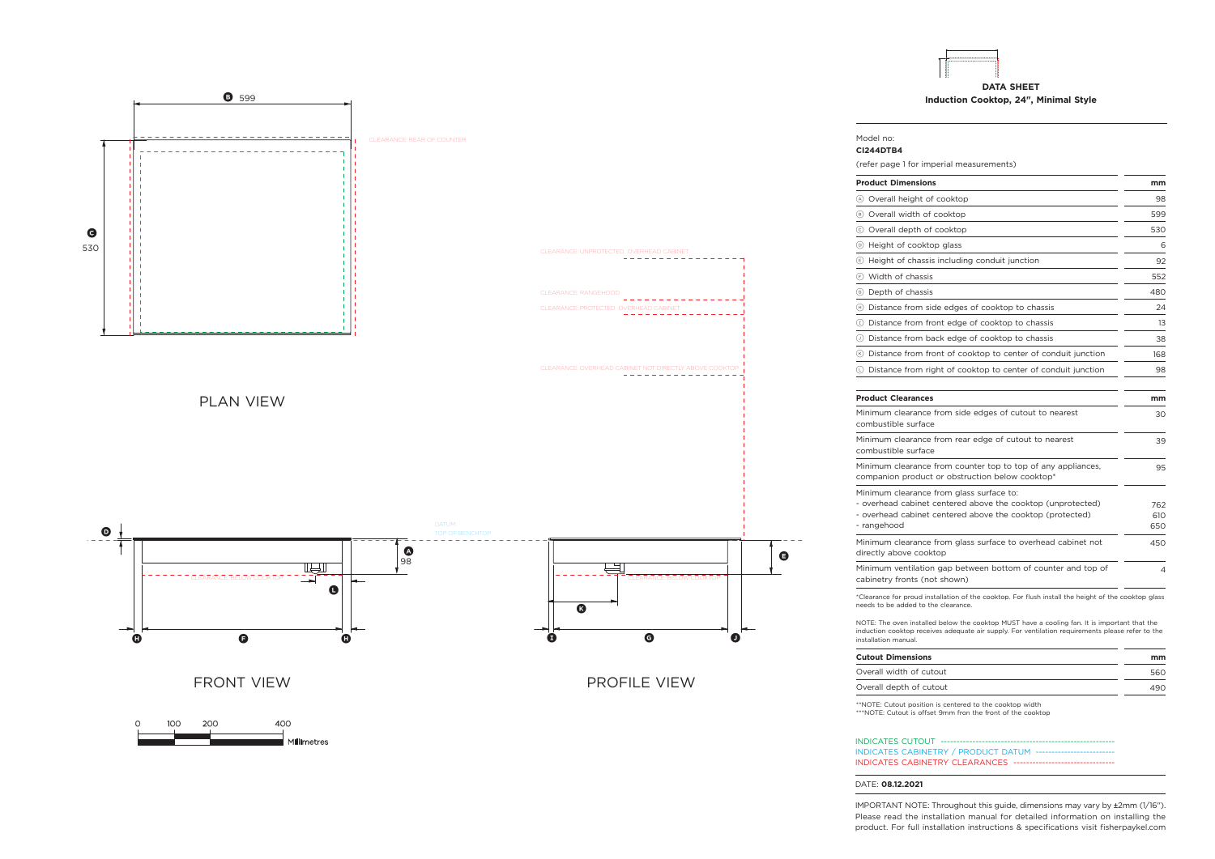PLAN VIEW

B 599

C 530

CLEARANCE REAR OF COUNTER

FRONT VIEW

D

A 98

CLEARANCE BELOW COOKTOP

L

H F H

PROFILE VIEW

CLEARANCE UNPROTECTED OVERHEAD CABINET

CLEARANCE RANGEHOOD

CLEARANCE PROTECTED OVERHEAD CABINET

CLEARANCE OVERHEAD CABINET NOT DIRECTLY ABOVE COOKTOP

DATUM TOP OF BENCHTOP

E

CLEARANCE BELOW COOKTOP

K

I G J

0 100 200 400 Millimetres

**DATA SHEET**
**Induction Cooktop, 24", Minimal Style**

Model no:
**CI244DTB4**

(refer page 1 for imperial measurements)

| Product Dimensions | mm |
|---|---|
| Ⓐ Overall height of cooktop | 98 |
| Ⓑ Overall width of cooktop | 599 |
| Ⓒ Overall depth of cooktop | 530 |
| Ⓓ Height of cooktop glass | 6 |
| Ⓔ Height of chassis including conduit junction | 92 |
| Ⓕ Width of chassis | 552 |
| Ⓖ Depth of chassis | 480 |
| Ⓗ Distance from side edges of cooktop to chassis | 24 |
| Ⓘ Distance from front edge of cooktop to chassis | 13 |
| Ⓙ Distance from back edge of cooktop to chassis | 38 |
| Ⓚ Distance from front of cooktop to center of conduit junction | 168 |
| Ⓛ Distance from right of cooktop to center of conduit junction | 98 |

| Product Clearances | mm |
|---|---|
| Minimum clearance from side edges of cutout to nearest combustible surface | 30 |
| Minimum clearance from rear edge of cutout to nearest combustible surface | 39 |
| Minimum clearance from counter top to top of any appliances, companion product or obstruction below cooktop* | 95 |
| Minimum clearance from glass surface to:<br>- overhead cabinet centered above the cooktop (unprotected)<br>- overhead cabinet centered above the cooktop (protected)<br>- rangehood | <br>762<br>610<br>650 |
| Minimum clearance from glass surface to overhead cabinet not directly above cooktop | 450 |
| Minimum ventilation gap between bottom of counter and top of cabinetry fronts (not shown) | 4 |

*Clearance for proud installation of the cooktop. For flush install the height of the cooktop glass needs to be added to the clearance.

NOTE: The oven installed below the cooktop MUST have a cooling fan. It is important that the induction cooktop receives adequate air supply. For ventilation requirements please refer to the installation manual.

| Cutout Dimensions | mm |
|---|---|
| Overall width of cutout | 560 |
| Overall depth of cutout | 490 |

**NOTE: Cutout position is centered to the cooktop width
***NOTE: Cutout is offset 9mm fron the front of the cooktop

INDICATES CUTOUT
INDICATES CABINETRY / PRODUCT DATUM
INDICATES CABINETRY CLEARANCES

DATE: **08.12.2021**

IMPORTANT NOTE: Throughout this guide, dimensions may vary by ±2mm (1/16"). Please read the installation manual for detailed information on installing the product. For full installation instructions & specifications visit fisherpaykel.com